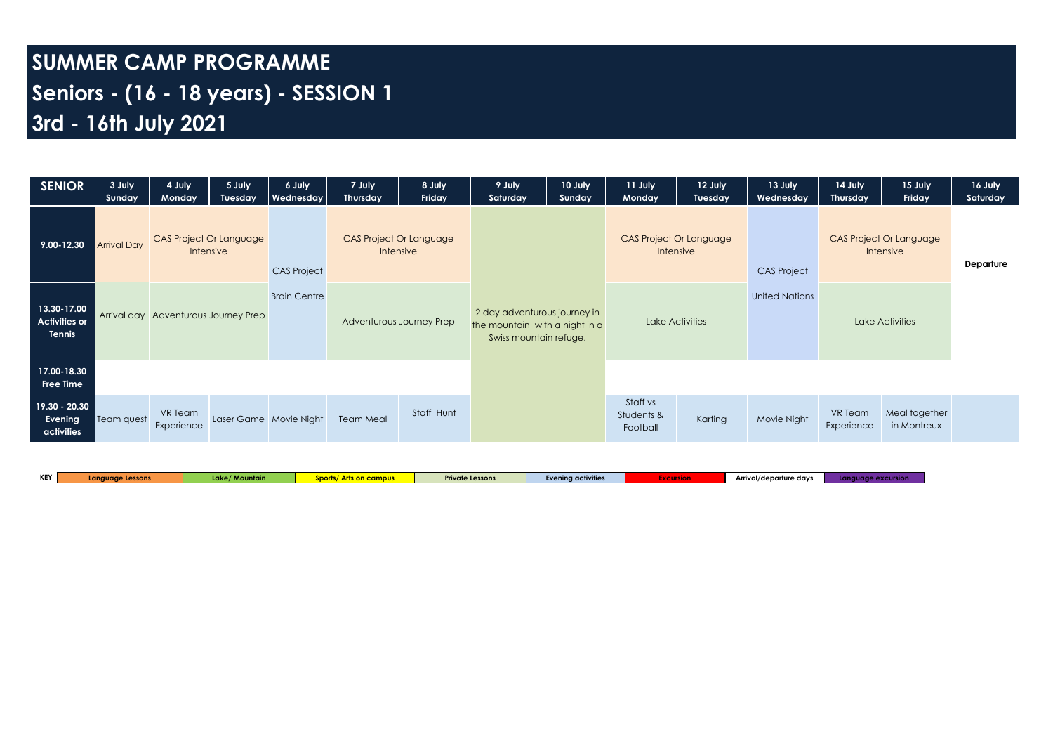# SUMMER CAMP PROGRAMME

# Seniors - (16 - 18 years) - SESSION 1

# 3rd - 16th July 2021

| SENIOR | 3 July Sunday | 4 July Monday | 5 July Tuesday | 6 July Wednesday | 7 July Thursday | 8 July Friday | 9 July Saturday | 10 July Sunday | 11 July Monday | 12 July Tuesday | 13 July Wednesday | 14 July Thursday | 15 July Friday | 16 July Saturday |
|---|---|---|---|---|---|---|---|---|---|---|---|---|---|---|
| 9.00-12.30 | Arrival Day | CAS Project Or Language Intensive | | CAS Project | CAS Project Or Language Intensive | | 2 day adventurous journey in the mountain with a night in a Swiss mountain refuge. | | CAS Project Or Language Intensive | | CAS Project | CAS Project Or Language Intensive | | Departure |
| 13.30-17.00 Activities or Tennis | Arrival day | Adventurous Journey Prep | | Brain Centre | Adventurous Journey Prep | | | | Lake Activities | | United Nations | Lake Activities | | |
| 17.00-18.30 Free Time | | | | | | | | | | | | | | |
| 19.30 - 20.30 Evening activities | Team quest | VR Team Experience | Laser Game | Movie Night | Team Meal | Staff Hunt | | | Staff vs Students & Football | Karting | Movie Night | VR Team Experience | Meal together in Montreux | |

| KEY | Language Lessons | Lake/ Mountain | Sports/ Arts on campus | Private Lessons | Evening activities | Excursion | Arrival/departure days | Language excursion |
|---|---|---|---|---|---|---|---|---|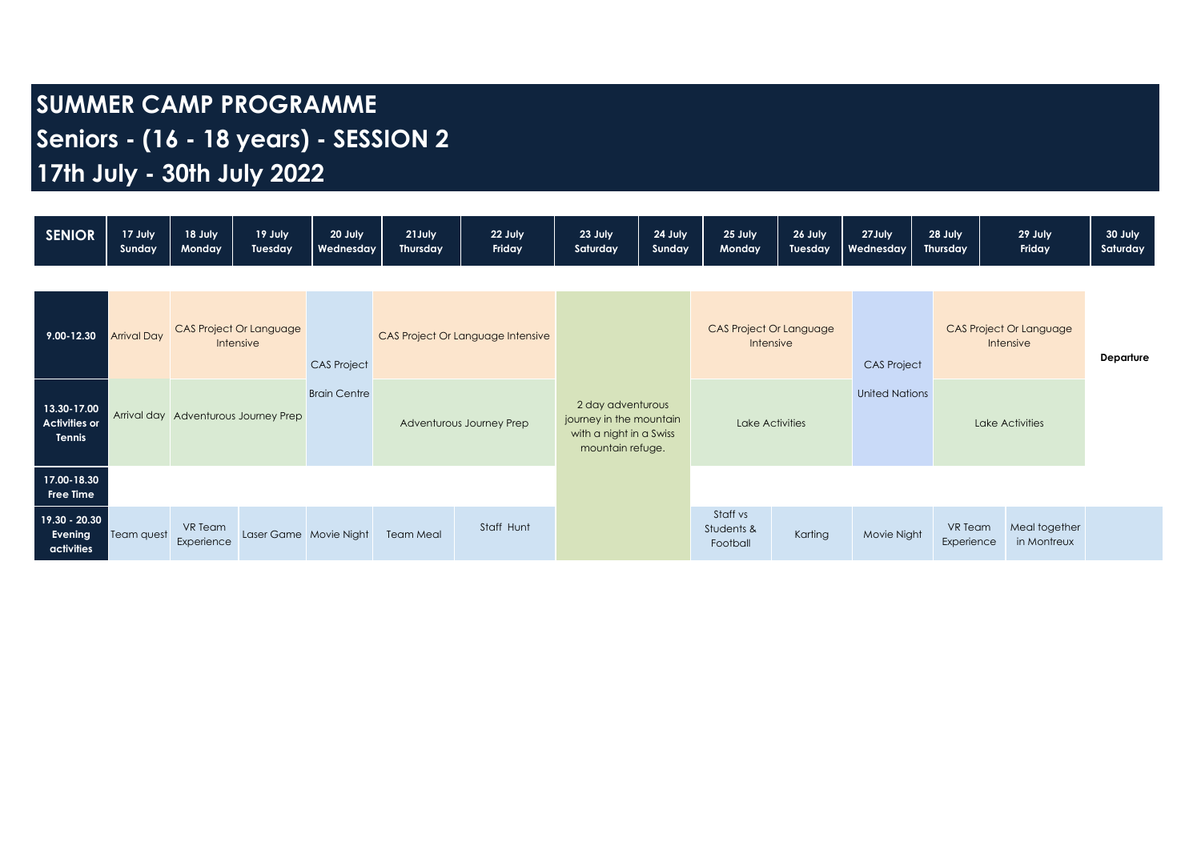# SUMMER CAMP PROGRAMME
# Seniors - (16 - 18 years) - SESSION 2
# 17th July - 30th July 2022

| SENIOR | 17 July Sunday | 18 July Monday | 19 July Tuesday | 20 July Wednesday | 21July Thursday | 22 July Friday | 23 July Saturday | 24 July Sunday | 25 July Monday | 26 July Tuesday | 27July Wednesday | 28 July Thursday | 29 July Friday | 30 July Saturday |
|---|---|---|---|---|---|---|---|---|---|---|---|---|---|---|
| 9.00-12.30 | Arrival Day | CAS Project Or Language Intensive | | CAS Project | CAS Project Or Language Intensive | | 2 day adventurous journey in the mountain with a night in a Swiss mountain refuge. | | CAS Project Or Language Intensive | | CAS Project | CAS Project Or Language Intensive | | Departure |
| 13.30-17.00 Activities or Tennis | Arrival day | Adventurous Journey Prep | | Brain Centre | Adventurous Journey Prep | | | | Lake Activities | | United Nations | Lake Activities | | |
| 17.00-18.30 Free Time | | | | | | | | | | | | | | |
| 19.30 - 20.30 Evening activities | Team quest | VR Team Experience | Laser Game | Movie Night | Team Meal | Staff Hunt | | | Staff vs Students & Football | Karting | Movie Night | VR Team Experience | Meal together in Montreux | |